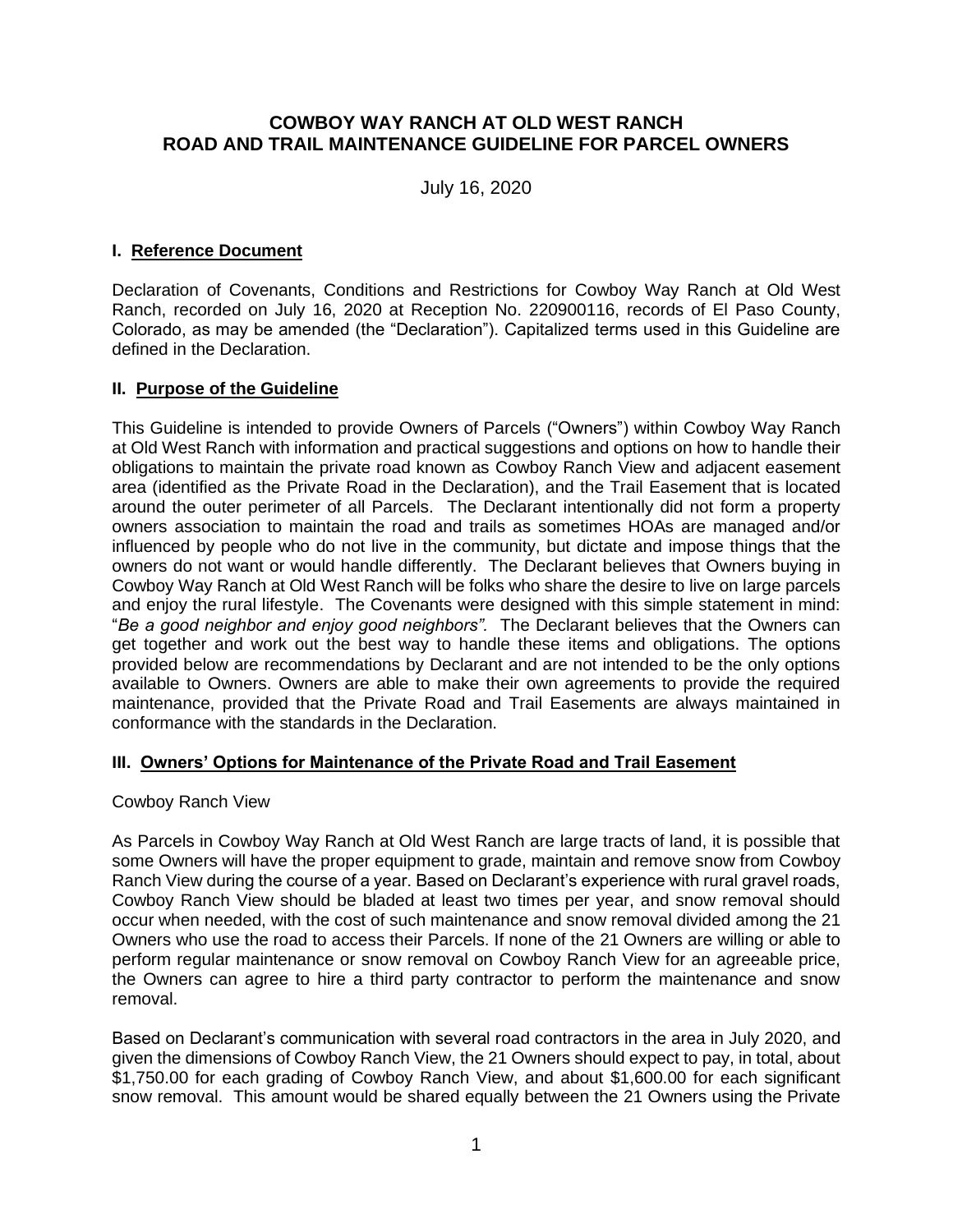# COWBOY WAY RANCH AT OLD WEST RANCH
# ROAD AND TRAIL MAINTENANCE GUIDELINE FOR PARCEL OWNERS

July 16, 2020

## I. Reference Document

Declaration of Covenants, Conditions and Restrictions for Cowboy Way Ranch at Old West Ranch, recorded on July 16, 2020 at Reception No. 220900116, records of El Paso County, Colorado, as may be amended (the "Declaration"). Capitalized terms used in this Guideline are defined in the Declaration.

## II. Purpose of the Guideline

This Guideline is intended to provide Owners of Parcels ("Owners") within Cowboy Way Ranch at Old West Ranch with information and practical suggestions and options on how to handle their obligations to maintain the private road known as Cowboy Ranch View and adjacent easement area (identified as the Private Road in the Declaration), and the Trail Easement that is located around the outer perimeter of all Parcels. The Declarant intentionally did not form a property owners association to maintain the road and trails as sometimes HOAs are managed and/or influenced by people who do not live in the community, but dictate and impose things that the owners do not want or would handle differently. The Declarant believes that Owners buying in Cowboy Way Ranch at Old West Ranch will be folks who share the desire to live on large parcels and enjoy the rural lifestyle. The Covenants were designed with this simple statement in mind: "*Be a good neighbor and enjoy good neighbors".* The Declarant believes that the Owners can get together and work out the best way to handle these items and obligations. The options provided below are recommendations by Declarant and are not intended to be the only options available to Owners. Owners are able to make their own agreements to provide the required maintenance, provided that the Private Road and Trail Easements are always maintained in conformance with the standards in the Declaration.

## III. Owners' Options for Maintenance of the Private Road and Trail Easement

Cowboy Ranch View

As Parcels in Cowboy Way Ranch at Old West Ranch are large tracts of land, it is possible that some Owners will have the proper equipment to grade, maintain and remove snow from Cowboy Ranch View during the course of a year. Based on Declarant's experience with rural gravel roads, Cowboy Ranch View should be bladed at least two times per year, and snow removal should occur when needed, with the cost of such maintenance and snow removal divided among the 21 Owners who use the road to access their Parcels. If none of the 21 Owners are willing or able to perform regular maintenance or snow removal on Cowboy Ranch View for an agreeable price, the Owners can agree to hire a third party contractor to perform the maintenance and snow removal.

Based on Declarant's communication with several road contractors in the area in July 2020, and given the dimensions of Cowboy Ranch View, the 21 Owners should expect to pay, in total, about \$1,750.00 for each grading of Cowboy Ranch View, and about \$1,600.00 for each significant snow removal. This amount would be shared equally between the 21 Owners using the Private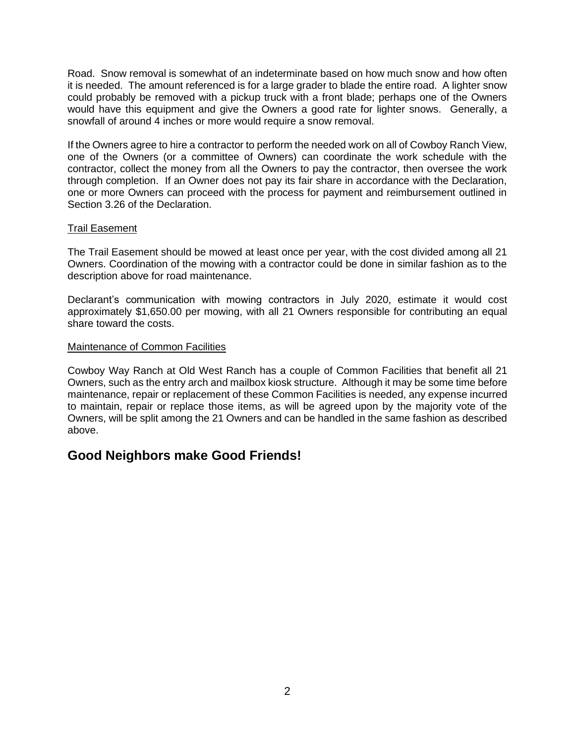Road. Snow removal is somewhat of an indeterminate based on how much snow and how often it is needed. The amount referenced is for a large grader to blade the entire road. A lighter snow could probably be removed with a pickup truck with a front blade; perhaps one of the Owners would have this equipment and give the Owners a good rate for lighter snows. Generally, a snowfall of around 4 inches or more would require a snow removal.

If the Owners agree to hire a contractor to perform the needed work on all of Cowboy Ranch View, one of the Owners (or a committee of Owners) can coordinate the work schedule with the contractor, collect the money from all the Owners to pay the contractor, then oversee the work through completion. If an Owner does not pay its fair share in accordance with the Declaration, one or more Owners can proceed with the process for payment and reimbursement outlined in Section 3.26 of the Declaration.

<u>Trail Easement</u>

The Trail Easement should be mowed at least once per year, with the cost divided among all 21 Owners. Coordination of the mowing with a contractor could be done in similar fashion as to the description above for road maintenance.

Declarant's communication with mowing contractors in July 2020, estimate it would cost approximately $1,650.00 per mowing, with all 21 Owners responsible for contributing an equal share toward the costs.

<u>Maintenance of Common Facilities</u>

Cowboy Way Ranch at Old West Ranch has a couple of Common Facilities that benefit all 21 Owners, such as the entry arch and mailbox kiosk structure. Although it may be some time before maintenance, repair or replacement of these Common Facilities is needed, any expense incurred to maintain, repair or replace those items, as will be agreed upon by the majority vote of the Owners, will be split among the 21 Owners and can be handled in the same fashion as described above.

## Good Neighbors make Good Friends!